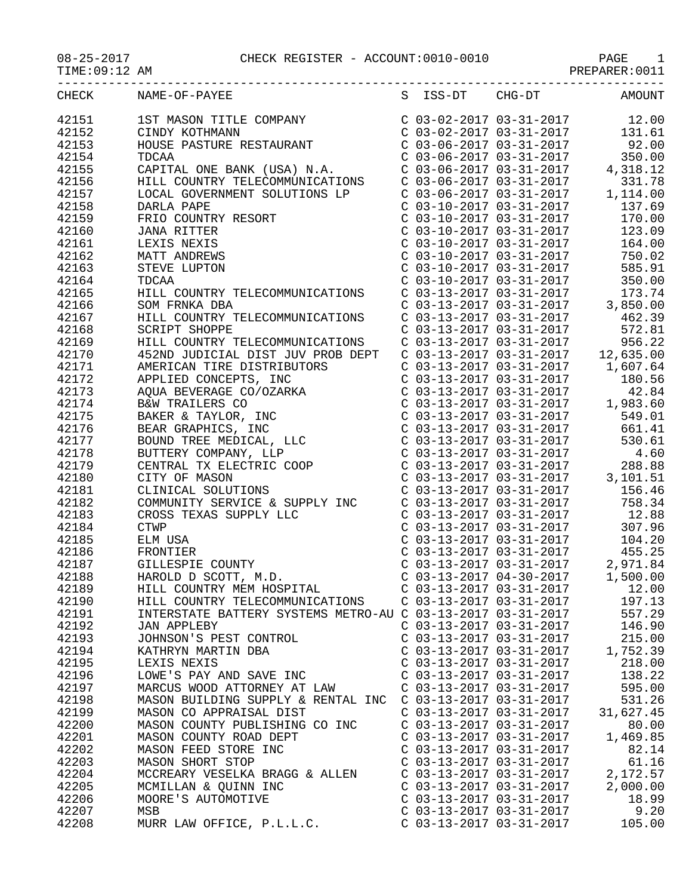08-25-2017 CHECK REGISTER - ACCOUNT:0010-0010 PAGE 1
TIME:09:12 AM PREPARER:0011

| CHECK | NAME-OF-PAYEE | S | ISS-DT | CHG-DT | AMOUNT |
|---|---|---|---|---|---|
| 42151 | 1ST MASON TITLE COMPANY | C | 03-02-2017 | 03-31-2017 | 12.00 |
| 42152 | CINDY KOTHMANN | C | 03-02-2017 | 03-31-2017 | 131.61 |
| 42153 | HOUSE PASTURE RESTAURANT | C | 03-06-2017 | 03-31-2017 | 92.00 |
| 42154 | TDCAA | C | 03-06-2017 | 03-31-2017 | 350.00 |
| 42155 | CAPITAL ONE BANK (USA) N.A. | C | 03-06-2017 | 03-31-2017 | 4,318.12 |
| 42156 | HILL COUNTRY TELECOMMUNICATIONS | C | 03-06-2017 | 03-31-2017 | 331.78 |
| 42157 | LOCAL GOVERNMENT SOLUTIONS LP | C | 03-06-2017 | 03-31-2017 | 1,114.00 |
| 42158 | DARLA PAPE | C | 03-10-2017 | 03-31-2017 | 137.69 |
| 42159 | FRIO COUNTRY RESORT | C | 03-10-2017 | 03-31-2017 | 170.00 |
| 42160 | JANA RITTER | C | 03-10-2017 | 03-31-2017 | 123.09 |
| 42161 | LEXIS NEXIS | C | 03-10-2017 | 03-31-2017 | 164.00 |
| 42162 | MATT ANDREWS | C | 03-10-2017 | 03-31-2017 | 750.02 |
| 42163 | STEVE LUPTON | C | 03-10-2017 | 03-31-2017 | 585.91 |
| 42164 | TDCAA | C | 03-10-2017 | 03-31-2017 | 350.00 |
| 42165 | HILL COUNTRY TELECOMMUNICATIONS | C | 03-13-2017 | 03-31-2017 | 173.74 |
| 42166 | SOM FRNKA DBA | C | 03-13-2017 | 03-31-2017 | 3,850.00 |
| 42167 | HILL COUNTRY TELECOMMUNICATIONS | C | 03-13-2017 | 03-31-2017 | 462.39 |
| 42168 | SCRIPT SHOPPE | C | 03-13-2017 | 03-31-2017 | 572.81 |
| 42169 | HILL COUNTRY TELECOMMUNICATIONS | C | 03-13-2017 | 03-31-2017 | 956.22 |
| 42170 | 452ND JUDICIAL DIST JUV PROB DEPT | C | 03-13-2017 | 03-31-2017 | 12,635.00 |
| 42171 | AMERICAN TIRE DISTRIBUTORS | C | 03-13-2017 | 03-31-2017 | 1,607.64 |
| 42172 | APPLIED CONCEPTS, INC | C | 03-13-2017 | 03-31-2017 | 180.56 |
| 42173 | AQUA BEVERAGE CO/OZARKA | C | 03-13-2017 | 03-31-2017 | 42.84 |
| 42174 | B&W TRAILERS CO | C | 03-13-2017 | 03-31-2017 | 1,983.60 |
| 42175 | BAKER & TAYLOR, INC | C | 03-13-2017 | 03-31-2017 | 549.01 |
| 42176 | BEAR GRAPHICS, INC | C | 03-13-2017 | 03-31-2017 | 661.41 |
| 42177 | BOUND TREE MEDICAL, LLC | C | 03-13-2017 | 03-31-2017 | 530.61 |
| 42178 | BUTTERY COMPANY, LLP | C | 03-13-2017 | 03-31-2017 | 4.60 |
| 42179 | CENTRAL TX ELECTRIC COOP | C | 03-13-2017 | 03-31-2017 | 288.88 |
| 42180 | CITY OF MASON | C | 03-13-2017 | 03-31-2017 | 3,101.51 |
| 42181 | CLINICAL SOLUTIONS | C | 03-13-2017 | 03-31-2017 | 156.46 |
| 42182 | COMMUNITY SERVICE & SUPPLY INC | C | 03-13-2017 | 03-31-2017 | 758.34 |
| 42183 | CROSS TEXAS SUPPLY LLC | C | 03-13-2017 | 03-31-2017 | 12.88 |
| 42184 | CTWP | C | 03-13-2017 | 03-31-2017 | 307.96 |
| 42185 | ELM USA | C | 03-13-2017 | 03-31-2017 | 104.20 |
| 42186 | FRONTIER | C | 03-13-2017 | 03-31-2017 | 455.25 |
| 42187 | GILLESPIE COUNTY | C | 03-13-2017 | 03-31-2017 | 2,971.84 |
| 42188 | HAROLD D SCOTT, M.D. | C | 03-13-2017 | 04-30-2017 | 1,500.00 |
| 42189 | HILL COUNTRY MEM HOSPITAL | C | 03-13-2017 | 03-31-2017 | 12.00 |
| 42190 | HILL COUNTRY TELECOMMUNICATIONS | C | 03-13-2017 | 03-31-2017 | 197.13 |
| 42191 | INTERSTATE BATTERY SYSTEMS METRO-AU | C | 03-13-2017 | 03-31-2017 | 557.29 |
| 42192 | JAN APPLEBY | C | 03-13-2017 | 03-31-2017 | 146.90 |
| 42193 | JOHNSON'S PEST CONTROL | C | 03-13-2017 | 03-31-2017 | 215.00 |
| 42194 | KATHRYN MARTIN DBA | C | 03-13-2017 | 03-31-2017 | 1,752.39 |
| 42195 | LEXIS NEXIS | C | 03-13-2017 | 03-31-2017 | 218.00 |
| 42196 | LOWE'S PAY AND SAVE INC | C | 03-13-2017 | 03-31-2017 | 138.22 |
| 42197 | MARCUS WOOD ATTORNEY AT LAW | C | 03-13-2017 | 03-31-2017 | 595.00 |
| 42198 | MASON BUILDING SUPPLY & RENTAL INC | C | 03-13-2017 | 03-31-2017 | 531.26 |
| 42199 | MASON CO APPRAISAL DIST | C | 03-13-2017 | 03-31-2017 | 31,627.45 |
| 42200 | MASON COUNTY PUBLISHING CO INC | C | 03-13-2017 | 03-31-2017 | 80.00 |
| 42201 | MASON COUNTY ROAD DEPT | C | 03-13-2017 | 03-31-2017 | 1,469.85 |
| 42202 | MASON FEED STORE INC | C | 03-13-2017 | 03-31-2017 | 82.14 |
| 42203 | MASON SHORT STOP | C | 03-13-2017 | 03-31-2017 | 61.16 |
| 42204 | MCCREARY VESELKA BRAGG & ALLEN | C | 03-13-2017 | 03-31-2017 | 2,172.57 |
| 42205 | MCMILLAN & QUINN INC | C | 03-13-2017 | 03-31-2017 | 2,000.00 |
| 42206 | MOORE'S AUTOMOTIVE | C | 03-13-2017 | 03-31-2017 | 18.99 |
| 42207 | MSB | C | 03-13-2017 | 03-31-2017 | 9.20 |
| 42208 | MURR LAW OFFICE, P.L.L.C. | C | 03-13-2017 | 03-31-2017 | 105.00 |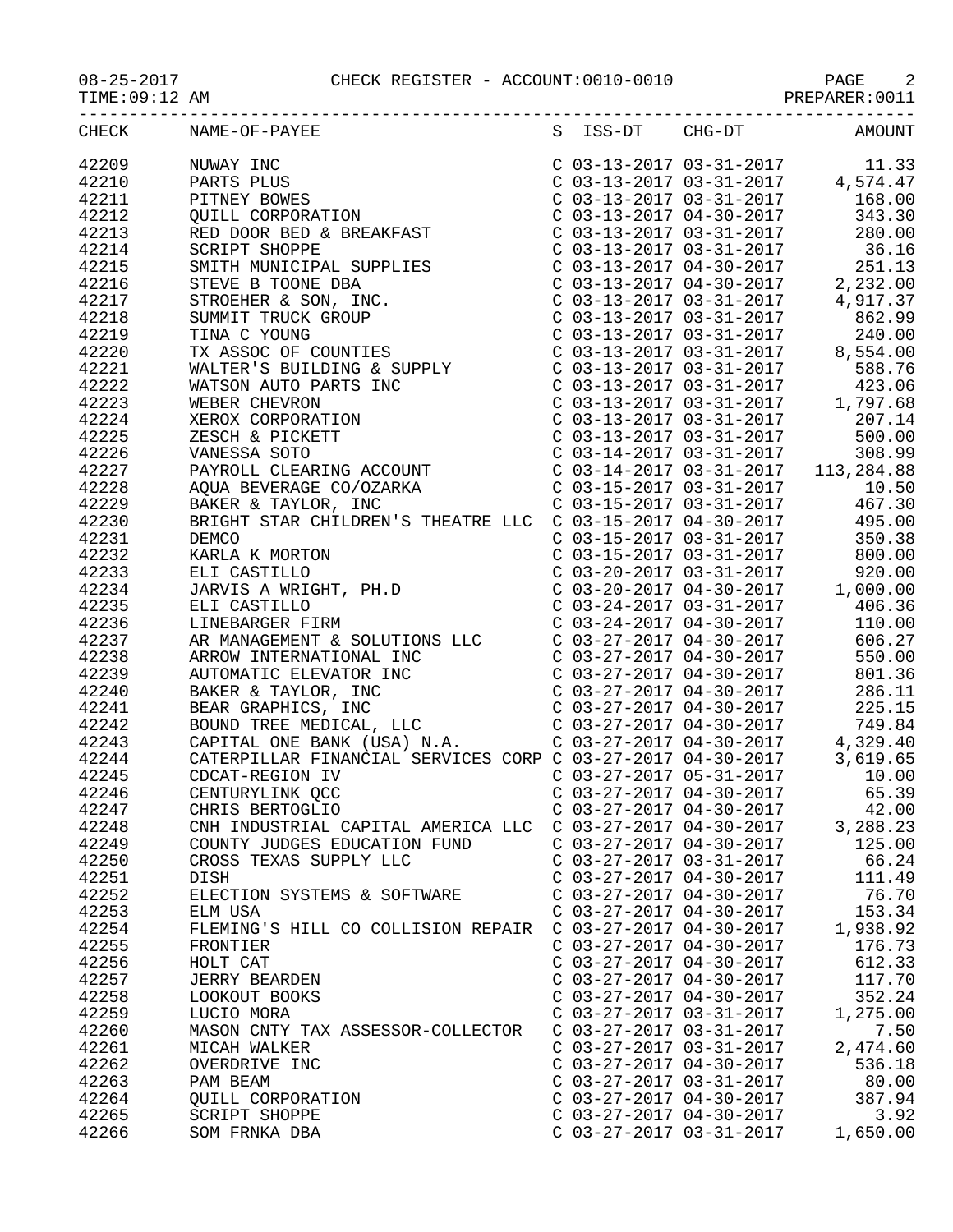CHECK REGISTER - ACCOUNT:0010-0010

| CHECK | NAME-OF-PAYEE | S | ISS-DT | CHG-DT | AMOUNT |
|---|---|---|---|---|---|
| 42209 | NUWAY INC | C | 03-13-2017 | 03-31-2017 | 11.33 |
| 42210 | PARTS PLUS | C | 03-13-2017 | 03-31-2017 | 4,574.47 |
| 42211 | PITNEY BOWES | C | 03-13-2017 | 03-31-2017 | 168.00 |
| 42212 | QUILL CORPORATION | C | 03-13-2017 | 04-30-2017 | 343.30 |
| 42213 | RED DOOR BED & BREAKFAST | C | 03-13-2017 | 03-31-2017 | 280.00 |
| 42214 | SCRIPT SHOPPE | C | 03-13-2017 | 03-31-2017 | 36.16 |
| 42215 | SMITH MUNICIPAL SUPPLIES | C | 03-13-2017 | 04-30-2017 | 251.13 |
| 42216 | STEVE B TOONE DBA | C | 03-13-2017 | 04-30-2017 | 2,232.00 |
| 42217 | STROEHER & SON, INC. | C | 03-13-2017 | 03-31-2017 | 4,917.37 |
| 42218 | SUMMIT TRUCK GROUP | C | 03-13-2017 | 03-31-2017 | 862.99 |
| 42219 | TINA C YOUNG | C | 03-13-2017 | 03-31-2017 | 240.00 |
| 42220 | TX ASSOC OF COUNTIES | C | 03-13-2017 | 03-31-2017 | 8,554.00 |
| 42221 | WALTER'S BUILDING & SUPPLY | C | 03-13-2017 | 03-31-2017 | 588.76 |
| 42222 | WATSON AUTO PARTS INC | C | 03-13-2017 | 03-31-2017 | 423.06 |
| 42223 | WEBER CHEVRON | C | 03-13-2017 | 03-31-2017 | 1,797.68 |
| 42224 | XEROX CORPORATION | C | 03-13-2017 | 03-31-2017 | 207.14 |
| 42225 | ZESCH & PICKETT | C | 03-13-2017 | 03-31-2017 | 500.00 |
| 42226 | VANESSA SOTO | C | 03-14-2017 | 03-31-2017 | 308.99 |
| 42227 | PAYROLL CLEARING ACCOUNT | C | 03-14-2017 | 03-31-2017 | 113,284.88 |
| 42228 | AQUA BEVERAGE CO/OZARKA | C | 03-15-2017 | 03-31-2017 | 10.50 |
| 42229 | BAKER & TAYLOR, INC | C | 03-15-2017 | 03-31-2017 | 467.30 |
| 42230 | BRIGHT STAR CHILDREN'S THEATRE LLC | C | 03-15-2017 | 04-30-2017 | 495.00 |
| 42231 | DEMCO | C | 03-15-2017 | 03-31-2017 | 350.38 |
| 42232 | KARLA K MORTON | C | 03-15-2017 | 03-31-2017 | 800.00 |
| 42233 | ELI CASTILLO | C | 03-20-2017 | 03-31-2017 | 920.00 |
| 42234 | JARVIS A WRIGHT, PH.D | C | 03-20-2017 | 04-30-2017 | 1,000.00 |
| 42235 | ELI CASTILLO | C | 03-24-2017 | 03-31-2017 | 406.36 |
| 42236 | LINEBARGER FIRM | C | 03-24-2017 | 04-30-2017 | 110.00 |
| 42237 | AR MANAGEMENT & SOLUTIONS LLC | C | 03-27-2017 | 04-30-2017 | 606.27 |
| 42238 | ARROW INTERNATIONAL INC | C | 03-27-2017 | 04-30-2017 | 550.00 |
| 42239 | AUTOMATIC ELEVATOR INC | C | 03-27-2017 | 04-30-2017 | 801.36 |
| 42240 | BAKER & TAYLOR, INC | C | 03-27-2017 | 04-30-2017 | 286.11 |
| 42241 | BEAR GRAPHICS, INC | C | 03-27-2017 | 04-30-2017 | 225.15 |
| 42242 | BOUND TREE MEDICAL, LLC | C | 03-27-2017 | 04-30-2017 | 749.84 |
| 42243 | CAPITAL ONE BANK (USA) N.A. | C | 03-27-2017 | 04-30-2017 | 4,329.40 |
| 42244 | CATERPILLAR FINANCIAL SERVICES CORP | C | 03-27-2017 | 04-30-2017 | 3,619.65 |
| 42245 | CDCAT-REGION IV | C | 03-27-2017 | 05-31-2017 | 10.00 |
| 42246 | CENTURYLINK QCC | C | 03-27-2017 | 04-30-2017 | 65.39 |
| 42247 | CHRIS BERTOGLIO | C | 03-27-2017 | 04-30-2017 | 42.00 |
| 42248 | CNH INDUSTRIAL CAPITAL AMERICA LLC | C | 03-27-2017 | 04-30-2017 | 3,288.23 |
| 42249 | COUNTY JUDGES EDUCATION FUND | C | 03-27-2017 | 04-30-2017 | 125.00 |
| 42250 | CROSS TEXAS SUPPLY LLC | C | 03-27-2017 | 03-31-2017 | 66.24 |
| 42251 | DISH | C | 03-27-2017 | 04-30-2017 | 111.49 |
| 42252 | ELECTION SYSTEMS & SOFTWARE | C | 03-27-2017 | 04-30-2017 | 76.70 |
| 42253 | ELM USA | C | 03-27-2017 | 04-30-2017 | 153.34 |
| 42254 | FLEMING'S HILL CO COLLISION REPAIR | C | 03-27-2017 | 04-30-2017 | 1,938.92 |
| 42255 | FRONTIER | C | 03-27-2017 | 04-30-2017 | 176.73 |
| 42256 | HOLT CAT | C | 03-27-2017 | 04-30-2017 | 612.33 |
| 42257 | JERRY BEARDEN | C | 03-27-2017 | 04-30-2017 | 117.70 |
| 42258 | LOOKOUT BOOKS | C | 03-27-2017 | 04-30-2017 | 352.24 |
| 42259 | LUCIO MORA | C | 03-27-2017 | 03-31-2017 | 1,275.00 |
| 42260 | MASON CNTY TAX ASSESSOR-COLLECTOR | C | 03-27-2017 | 03-31-2017 | 7.50 |
| 42261 | MICAH WALKER | C | 03-27-2017 | 03-31-2017 | 2,474.60 |
| 42262 | OVERDRIVE INC | C | 03-27-2017 | 04-30-2017 | 536.18 |
| 42263 | PAM BEAM | C | 03-27-2017 | 03-31-2017 | 80.00 |
| 42264 | QUILL CORPORATION | C | 03-27-2017 | 04-30-2017 | 387.94 |
| 42265 | SCRIPT SHOPPE | C | 03-27-2017 | 04-30-2017 | 3.92 |
| 42266 | SOM FRNKA DBA | C | 03-27-2017 | 03-31-2017 | 1,650.00 |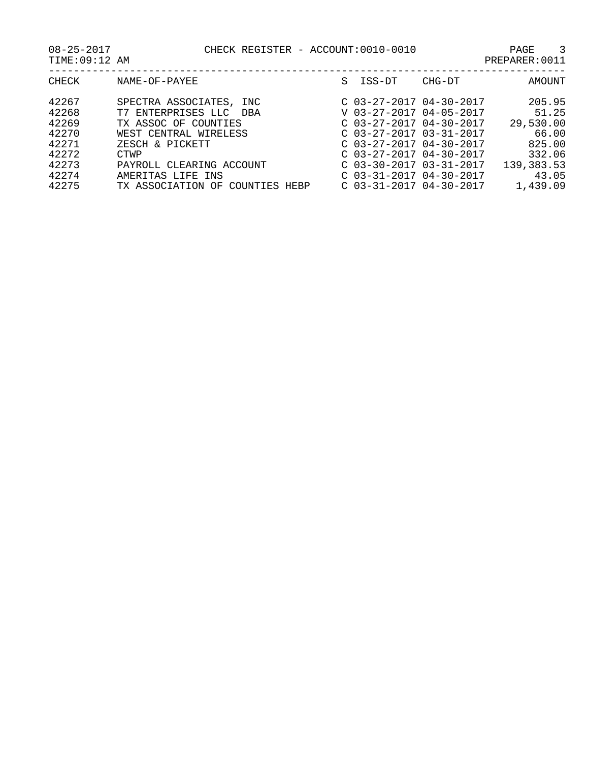08-25-2017 CHECK REGISTER - ACCOUNT:0010-0010

TIME:09:12 AM PREPARER:0011

| CHECK | NAME-OF-PAYEE | S | ISS-DT | CHG-DT | AMOUNT |
|---|---|---|---|---|---|
| 42267 | SPECTRA ASSOCIATES, INC | C | 03-27-2017 | 04-30-2017 | 205.95 |
| 42268 | T7 ENTERPRISES LLC DBA | V | 03-27-2017 | 04-05-2017 | 51.25 |
| 42269 | TX ASSOC OF COUNTIES | C | 03-27-2017 | 04-30-2017 | 29,530.00 |
| 42270 | WEST CENTRAL WIRELESS | C | 03-27-2017 | 03-31-2017 | 66.00 |
| 42271 | ZESCH & PICKETT | C | 03-27-2017 | 04-30-2017 | 825.00 |
| 42272 | CTWP | C | 03-27-2017 | 04-30-2017 | 332.06 |
| 42273 | PAYROLL CLEARING ACCOUNT | C | 03-30-2017 | 03-31-2017 | 139,383.53 |
| 42274 | AMERITAS LIFE INS | C | 03-31-2017 | 04-30-2017 | 43.05 |
| 42275 | TX ASSOCIATION OF COUNTIES HEBP | C | 03-31-2017 | 04-30-2017 | 1,439.09 |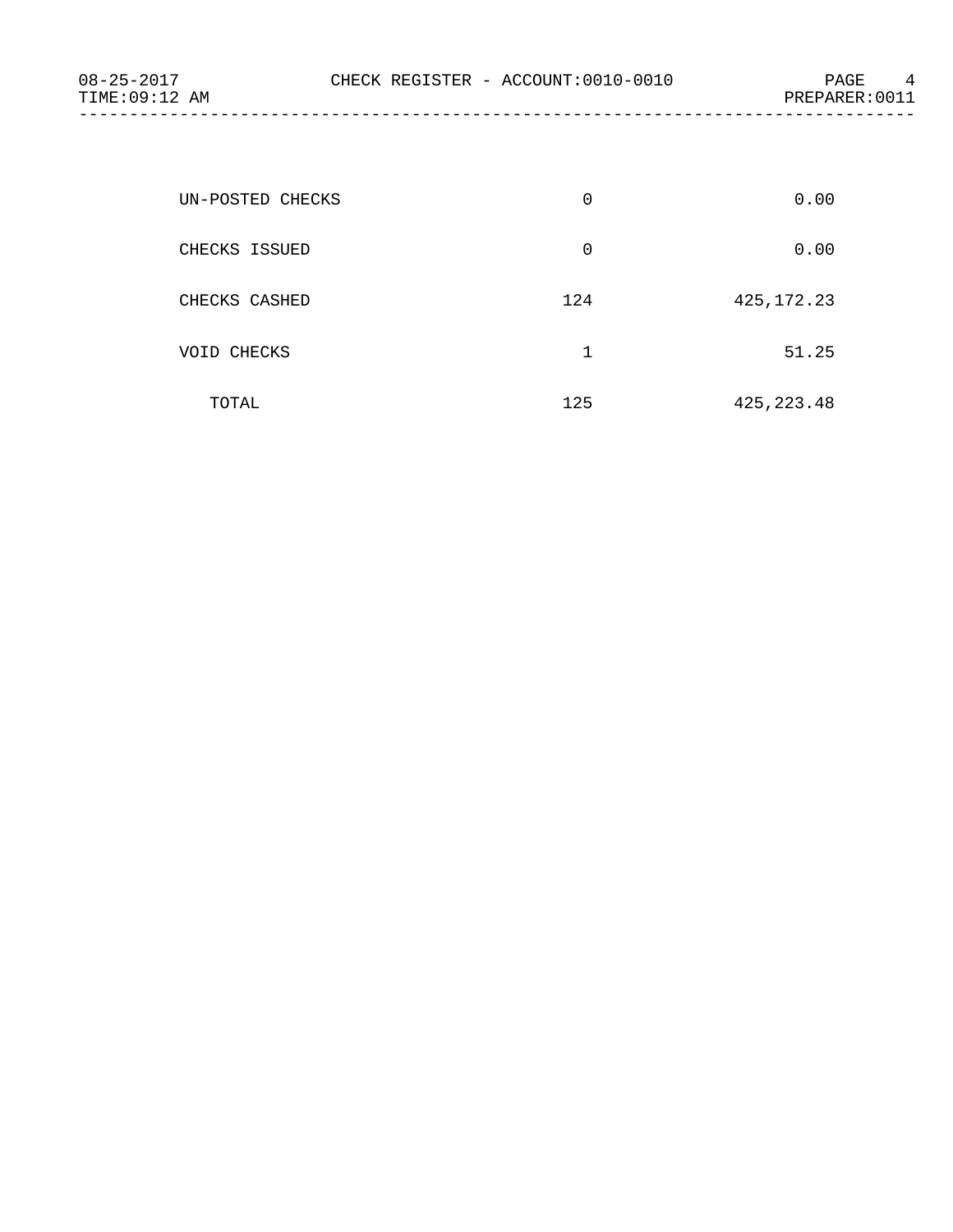| | | |
|---|---|---|
| UN-POSTED CHECKS | 0 | 0.00 |
| CHECKS ISSUED | 0 | 0.00 |
| CHECKS CASHED | 124 | 425,172.23 |
| VOID CHECKS | 1 | 51.25 |
| TOTAL | 125 | 425,223.48 |